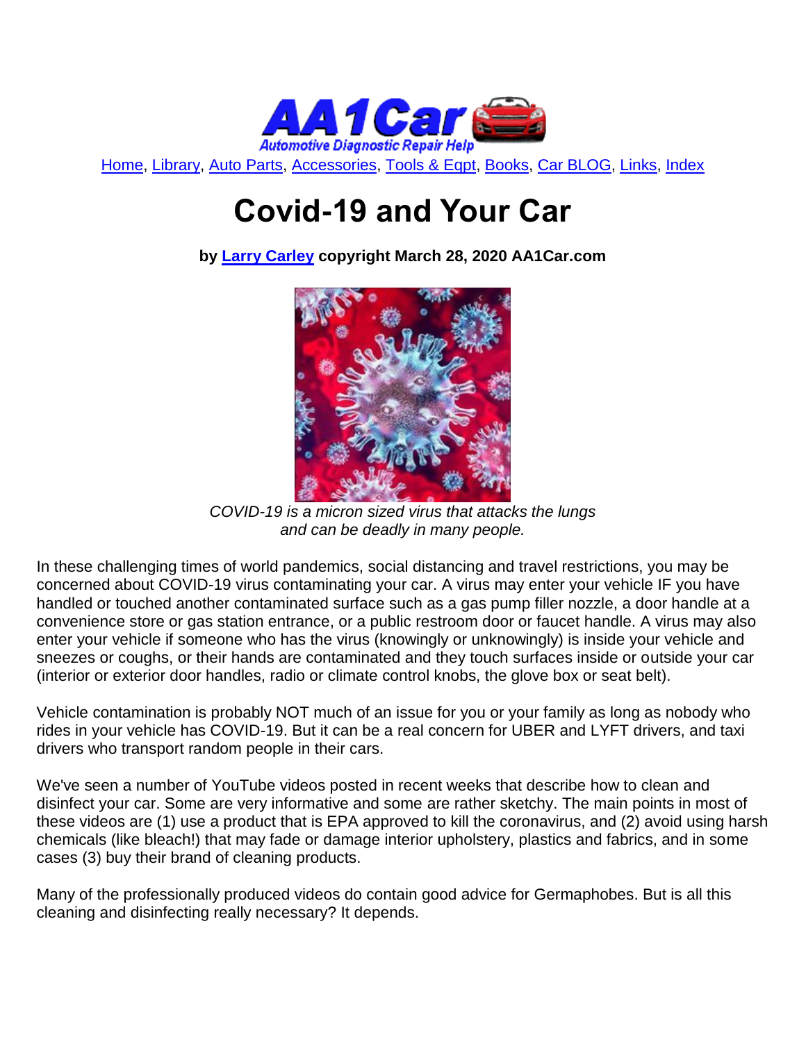Home, Library, Auto Parts, Accessories, Tools & Eqpt, Books, Car BLOG, Links, Index

# Covid-19 and Your Car

**by Larry Carley copyright March 28, 2020 AA1Car.com**

*COVID-19 is a micron sized virus that attacks the lungs and can be deadly in many people.*

In these challenging times of world pandemics, social distancing and travel restrictions, you may be concerned about COVID-19 virus contaminating your car. A virus may enter your vehicle IF you have handled or touched another contaminated surface such as a gas pump filler nozzle, a door handle at a convenience store or gas station entrance, or a public restroom door or faucet handle. A virus may also enter your vehicle if someone who has the virus (knowingly or unknowingly) is inside your vehicle and sneezes or coughs, or their hands are contaminated and they touch surfaces inside or outside your car (interior or exterior door handles, radio or climate control knobs, the glove box or seat belt).

Vehicle contamination is probably NOT much of an issue for you or your family as long as nobody who rides in your vehicle has COVID-19. But it can be a real concern for UBER and LYFT drivers, and taxi drivers who transport random people in their cars.

We've seen a number of YouTube videos posted in recent weeks that describe how to clean and disinfect your car. Some are very informative and some are rather sketchy. The main points in most of these videos are (1) use a product that is EPA approved to kill the coronavirus, and (2) avoid using harsh chemicals (like bleach!) that may fade or damage interior upholstery, plastics and fabrics, and in some cases (3) buy their brand of cleaning products.

Many of the professionally produced videos do contain good advice for Germaphobes. But is all this cleaning and disinfecting really necessary? It depends.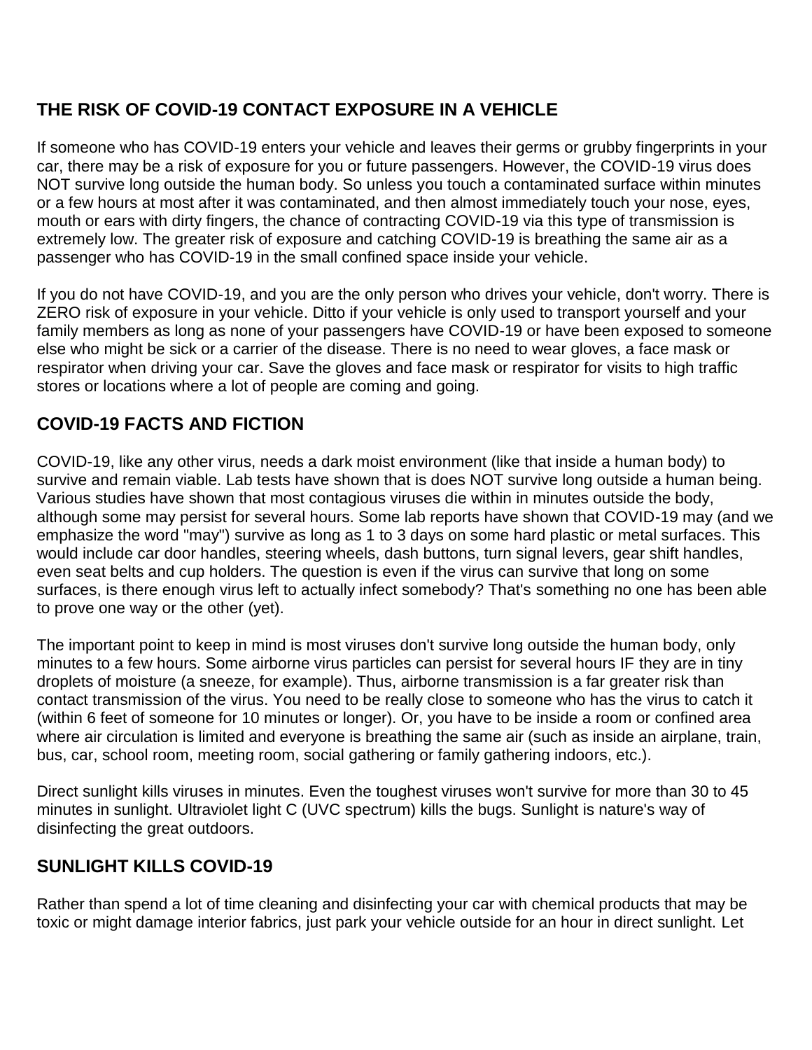## THE RISK OF COVID-19 CONTACT EXPOSURE IN A VEHICLE

If someone who has COVID-19 enters your vehicle and leaves their germs or grubby fingerprints in your car, there may be a risk of exposure for you or future passengers. However, the COVID-19 virus does NOT survive long outside the human body. So unless you touch a contaminated surface within minutes or a few hours at most after it was contaminated, and then almost immediately touch your nose, eyes, mouth or ears with dirty fingers, the chance of contracting COVID-19 via this type of transmission is extremely low. The greater risk of exposure and catching COVID-19 is breathing the same air as a passenger who has COVID-19 in the small confined space inside your vehicle.

If you do not have COVID-19, and you are the only person who drives your vehicle, don't worry. There is ZERO risk of exposure in your vehicle. Ditto if your vehicle is only used to transport yourself and your family members as long as none of your passengers have COVID-19 or have been exposed to someone else who might be sick or a carrier of the disease. There is no need to wear gloves, a face mask or respirator when driving your car. Save the gloves and face mask or respirator for visits to high traffic stores or locations where a lot of people are coming and going.

## COVID-19 FACTS AND FICTION

COVID-19, like any other virus, needs a dark moist environment (like that inside a human body) to survive and remain viable. Lab tests have shown that is does NOT survive long outside a human being. Various studies have shown that most contagious viruses die within in minutes outside the body, although some may persist for several hours. Some lab reports have shown that COVID-19 may (and we emphasize the word "may") survive as long as 1 to 3 days on some hard plastic or metal surfaces. This would include car door handles, steering wheels, dash buttons, turn signal levers, gear shift handles, even seat belts and cup holders. The question is even if the virus can survive that long on some surfaces, is there enough virus left to actually infect somebody? That's something no one has been able to prove one way or the other (yet).

The important point to keep in mind is most viruses don't survive long outside the human body, only minutes to a few hours. Some airborne virus particles can persist for several hours IF they are in tiny droplets of moisture (a sneeze, for example). Thus, airborne transmission is a far greater risk than contact transmission of the virus. You need to be really close to someone who has the virus to catch it (within 6 feet of someone for 10 minutes or longer). Or, you have to be inside a room or confined area where air circulation is limited and everyone is breathing the same air (such as inside an airplane, train, bus, car, school room, meeting room, social gathering or family gathering indoors, etc.).

Direct sunlight kills viruses in minutes. Even the toughest viruses won't survive for more than 30 to 45 minutes in sunlight. Ultraviolet light C (UVC spectrum) kills the bugs. Sunlight is nature's way of disinfecting the great outdoors.

## SUNLIGHT KILLS COVID-19

Rather than spend a lot of time cleaning and disinfecting your car with chemical products that may be toxic or might damage interior fabrics, just park your vehicle outside for an hour in direct sunlight. Let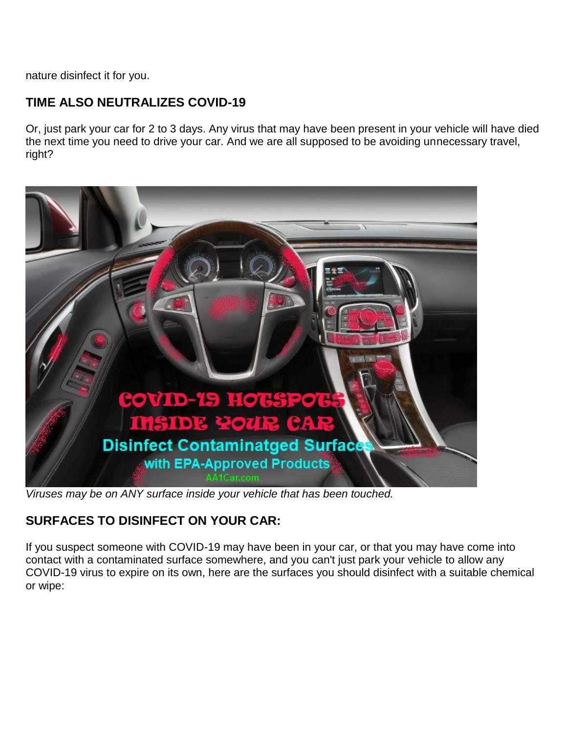nature disinfect it for you.

## TIME ALSO NEUTRALIZES COVID-19

Or, just park your car for 2 to 3 days. Any virus that may have been present in your vehicle will have died the next time you need to drive your car. And we are all supposed to be avoiding unnecessary travel, right?

*Viruses may be on ANY surface inside your vehicle that has been touched.*

## SURFACES TO DISINFECT ON YOUR CAR:

If you suspect someone with COVID-19 may have been in your car, or that you may have come into contact with a contaminated surface somewhere, and you can't just park your vehicle to allow any COVID-19 virus to expire on its own, here are the surfaces you should disinfect with a suitable chemical or wipe: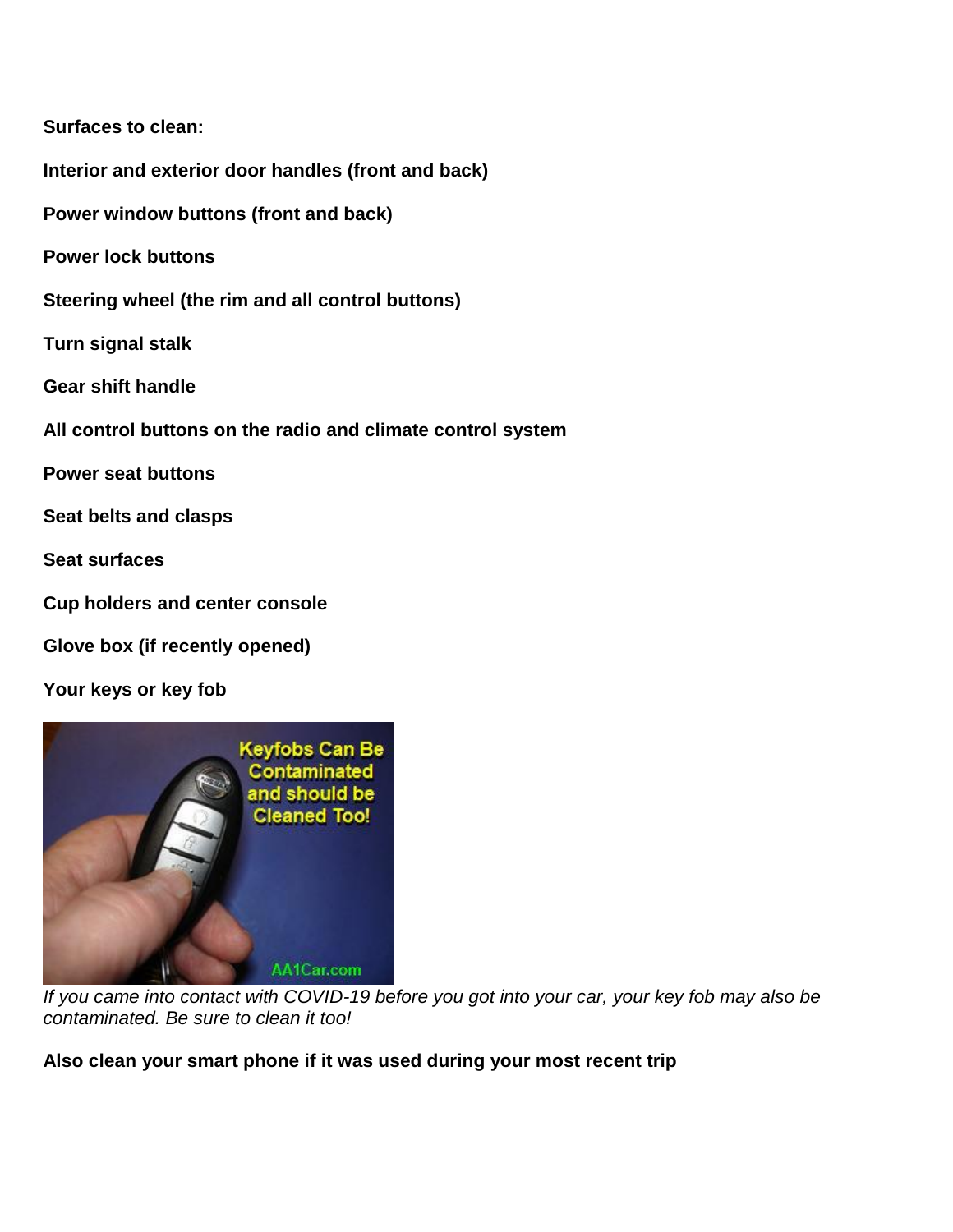**Surfaces to clean:**

**Interior and exterior door handles (front and back)**

**Power window buttons (front and back)**

**Power lock buttons**

**Steering wheel (the rim and all control buttons)**

**Turn signal stalk**

**Gear shift handle**

**All control buttons on the radio and climate control system**

**Power seat buttons**

**Seat belts and clasps**

**Seat surfaces**

**Cup holders and center console**

**Glove box (if recently opened)**

**Your keys or key fob**

*If you came into contact with COVID-19 before you got into your car, your key fob may also be contaminated. Be sure to clean it too!*

**Also clean your smart phone if it was used during your most recent trip**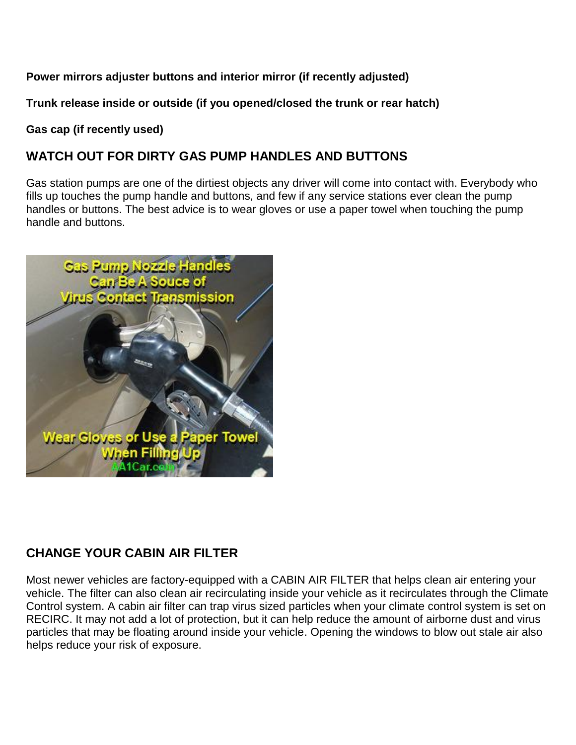**Power mirrors adjuster buttons and interior mirror (if recently adjusted)**

**Trunk release inside or outside (if you opened/closed the trunk or rear hatch)**

**Gas cap (if recently used)**

## WATCH OUT FOR DIRTY GAS PUMP HANDLES AND BUTTONS

Gas station pumps are one of the dirtiest objects any driver will come into contact with. Everybody who fills up touches the pump handle and buttons, and few if any service stations ever clean the pump handles or buttons. The best advice is to wear gloves or use a paper towel when touching the pump handle and buttons.

## CHANGE YOUR CABIN AIR FILTER

Most newer vehicles are factory-equipped with a CABIN AIR FILTER that helps clean air entering your vehicle. The filter can also clean air recirculating inside your vehicle as it recirculates through the Climate Control system. A cabin air filter can trap virus sized particles when your climate control system is set on RECIRC. It may not add a lot of protection, but it can help reduce the amount of airborne dust and virus particles that may be floating around inside your vehicle. Opening the windows to blow out stale air also helps reduce your risk of exposure.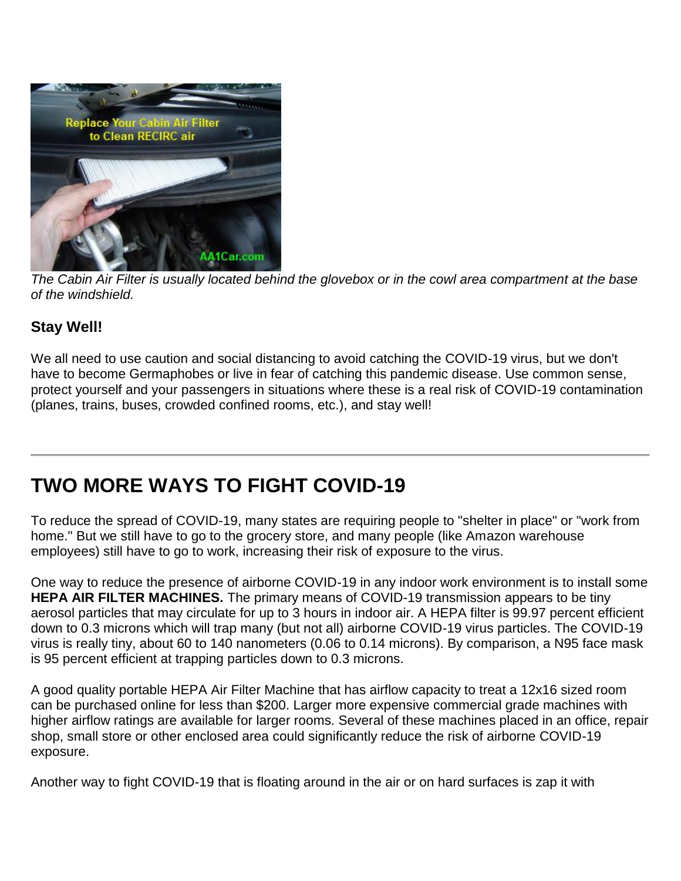*The Cabin Air Filter is usually located behind the glovebox or in the cowl area compartment at the base of the windshield.*

### Stay Well!

We all need to use caution and social distancing to avoid catching the COVID-19 virus, but we don't have to become Germaphobes or live in fear of catching this pandemic disease. Use common sense, protect yourself and your passengers in situations where these is a real risk of COVID-19 contamination (planes, trains, buses, crowded confined rooms, etc.), and stay well!

---

## TWO MORE WAYS TO FIGHT COVID-19

To reduce the spread of COVID-19, many states are requiring people to "shelter in place" or "work from home." But we still have to go to the grocery store, and many people (like Amazon warehouse employees) still have to go to work, increasing their risk of exposure to the virus.

One way to reduce the presence of airborne COVID-19 in any indoor work environment is to install some **HEPA AIR FILTER MACHINES.** The primary means of COVID-19 transmission appears to be tiny aerosol particles that may circulate for up to 3 hours in indoor air. A HEPA filter is 99.97 percent efficient down to 0.3 microns which will trap many (but not all) airborne COVID-19 virus particles. The COVID-19 virus is really tiny, about 60 to 140 nanometers (0.06 to 0.14 microns). By comparison, a N95 face mask is 95 percent efficient at trapping particles down to 0.3 microns.

A good quality portable HEPA Air Filter Machine that has airflow capacity to treat a 12x16 sized room can be purchased online for less than $200. Larger more expensive commercial grade machines with higher airflow ratings are available for larger rooms. Several of these machines placed in an office, repair shop, small store or other enclosed area could significantly reduce the risk of airborne COVID-19 exposure.

Another way to fight COVID-19 that is floating around in the air or on hard surfaces is zap it with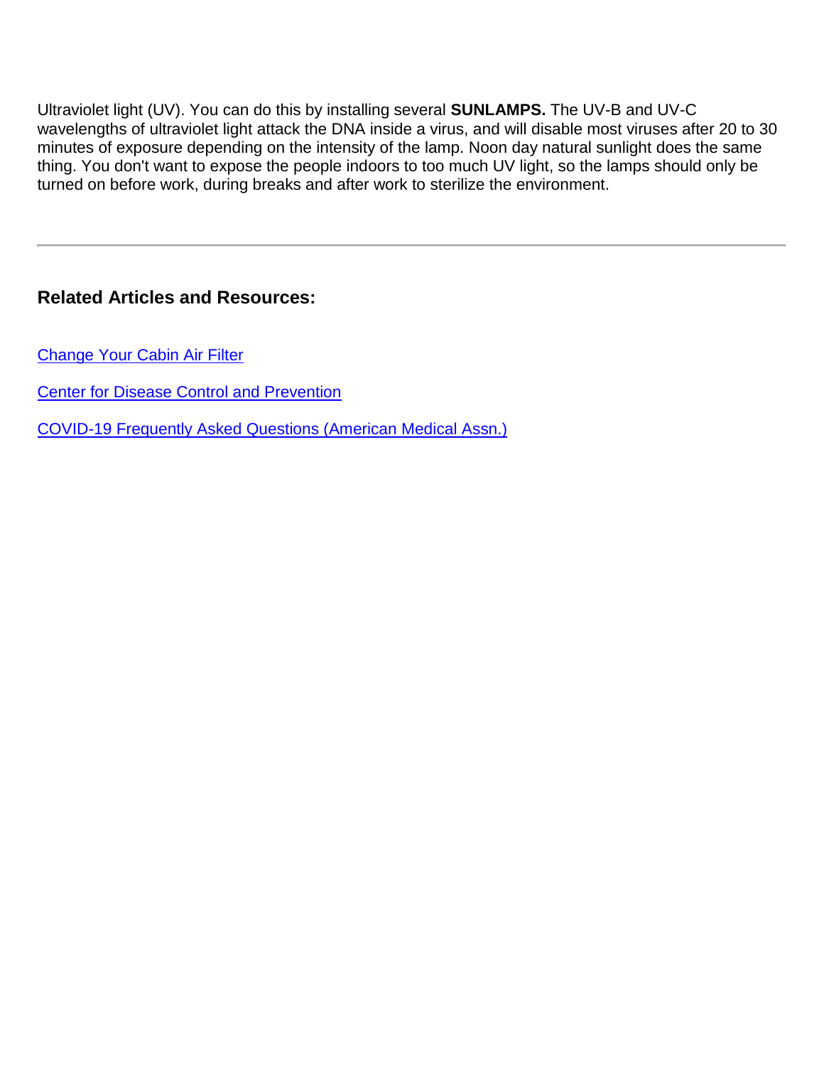Ultraviolet light (UV). You can do this by installing several **SUNLAMPS.** The UV-B and UV-C wavelengths of ultraviolet light attack the DNA inside a virus, and will disable most viruses after 20 to 30 minutes of exposure depending on the intensity of the lamp. Noon day natural sunlight does the same thing. You don't want to expose the people indoors to too much UV light, so the lamps should only be turned on before work, during breaks and after work to sterilize the environment.

---

### Related Articles and Resources:

Change Your Cabin Air Filter

Center for Disease Control and Prevention

COVID-19 Frequently Asked Questions (American Medical Assn.)